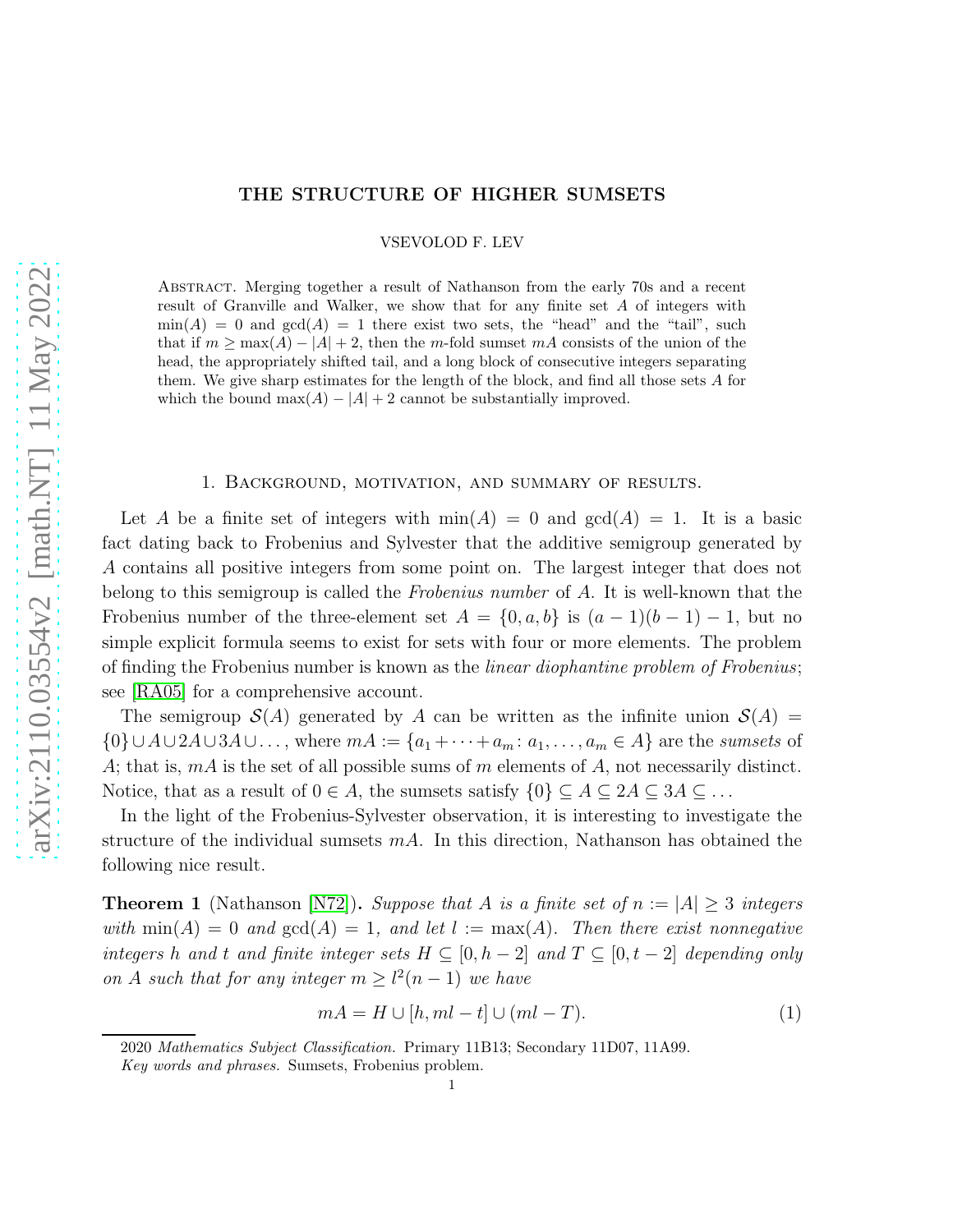# THE STRUCTURE OF HIGHER SUMSETS

VSEVOLOD F. LEV

Abstract. Merging together a result of Nathanson from the early 70s and a recent result of Granville and Walker, we show that for any finite set $A$ of integers with $\min(A) = 0$ and $\gcd(A) = 1$ there exist two sets, the "head" and the "tail", such that if $m \geq \max(A) - |A| + 2$, then the $m$-fold sumset $mA$ consists of the union of the head, the appropriately shifted tail, and a long block of consecutive integers separating them. We give sharp estimates for the length of the block, and find all those sets $A$ for which the bound $\max(A) - |A| + 2$ cannot be substantially improved.

## 1. Background, motivation, and summary of results.

Let $A$ be a finite set of integers with $\min(A) = 0$ and $\gcd(A) = 1$. It is a basic fact dating back to Frobenius and Sylvester that the additive semigroup generated by $A$ contains all positive integers from some point on. The largest integer that does not belong to this semigroup is called the *Frobenius number* of $A$. It is well-known that the Frobenius number of the three-element set $A = \{0, a, b\}$ is $(a-1)(b-1) - 1$, but no simple explicit formula seems to exist for sets with four or more elements. The problem of finding the Frobenius number is known as the *linear diophantine problem of Frobenius*; see [RA05] for a comprehensive account.

The semigroup $\mathcal{S}(A)$ generated by $A$ can be written as the infinite union $\mathcal{S}(A) = \{0\} \cup A \cup 2A \cup 3A \cup \dots$, where $mA := \{a_1 + \dots + a_m : a_1, \dots, a_m \in A\}$ are the *sumsets* of $A$; that is, $mA$ is the set of all possible sums of $m$ elements of $A$, not necessarily distinct. Notice, that as a result of $0 \in A$, the sumsets satisfy $\{0\} \subseteq A \subseteq 2A \subseteq 3A \subseteq \dots$

In the light of the Frobenius-Sylvester observation, it is interesting to investigate the structure of the individual sumsets $mA$. In this direction, Nathanson has obtained the following nice result.

**Theorem 1** (Nathanson [N72]). *Suppose that $A$ is a finite set of $n := |A| \geq 3$ integers with $\min(A) = 0$ and $\gcd(A) = 1$, and let $l := \max(A)$. Then there exist nonnegative integers $h$ and $t$ and finite integer sets $H \subseteq [0, h-2]$ and $T \subseteq [0, t-2]$ depending only on $A$ such that for any integer $m \geq l^2(n-1)$ we have*

$$mA = H \cup [h, ml - t] \cup (ml - T). \tag{1}$$

2020 *Mathematics Subject Classification.* Primary 11B13; Secondary 11D07, 11A99.

*Key words and phrases.* Sumsets, Frobenius problem.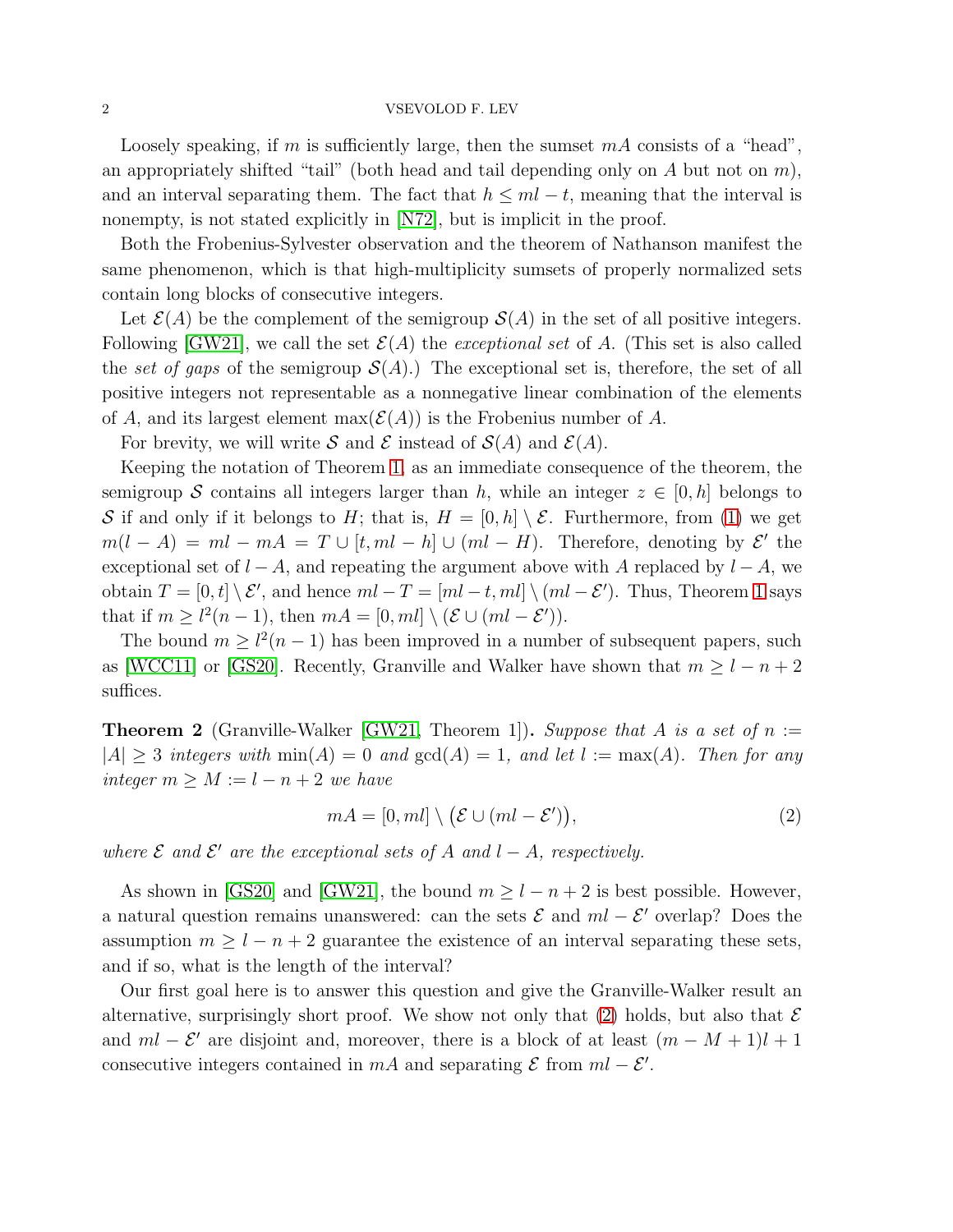Loosely speaking, if $m$ is sufficiently large, then the sumset $mA$ consists of a "head", an appropriately shifted "tail" (both head and tail depending only on $A$ but not on $m$), and an interval separating them. The fact that $h \le ml - t$, meaning that the interval is nonempty, is not stated explicitly in [N72], but is implicit in the proof.

Both the Frobenius-Sylvester observation and the theorem of Nathanson manifest the same phenomenon, which is that high-multiplicity sumsets of properly normalized sets contain long blocks of consecutive integers.

Let $\mathcal{E}(A)$ be the complement of the semigroup $\mathcal{S}(A)$ in the set of all positive integers. Following [GW21], we call the set $\mathcal{E}(A)$ the *exceptional set* of $A$. (This set is also called the *set of gaps* of the semigroup $\mathcal{S}(A)$.) The exceptional set is, therefore, the set of all positive integers not representable as a nonnegative linear combination of the elements of $A$, and its largest element $\max(\mathcal{E}(A))$ is the Frobenius number of $A$.

For brevity, we will write $\mathcal{S}$ and $\mathcal{E}$ instead of $\mathcal{S}(A)$ and $\mathcal{E}(A)$.

Keeping the notation of Theorem 1, as an immediate consequence of the theorem, the semigroup $\mathcal{S}$ contains all integers larger than $h$, while an integer $z \in [0,h]$ belongs to $\mathcal{S}$ if and only if it belongs to $H$; that is, $H = [0,h] \setminus \mathcal{E}$. Furthermore, from (1) we get $m(l-A) = ml - mA = T \cup [t, ml-h] \cup (ml - H)$. Therefore, denoting by $\mathcal{E}'$ the exceptional set of $l - A$, and repeating the argument above with $A$ replaced by $l - A$, we obtain $T = [0,t] \setminus \mathcal{E}'$, and hence $ml - T = [ml-t, ml] \setminus (ml - \mathcal{E}')$. Thus, Theorem 1 says that if $m \ge l^2(n-1)$, then $mA = [0, ml] \setminus (\mathcal{E} \cup (ml - \mathcal{E}'))$.

The bound $m \ge l^2(n-1)$ has been improved in a number of subsequent papers, such as [WCC11] or [GS20]. Recently, Granville and Walker have shown that $m \ge l - n + 2$ suffices.

**Theorem 2** (Granville-Walker [GW21, Theorem 1])**.** *Suppose that $A$ is a set of $n := |A| \ge 3$ integers with $\min(A) = 0$ and $\gcd(A) = 1$, and let $l := \max(A)$. Then for any integer $m \ge M := l - n + 2$ we have*

$$mA = [0, ml] \setminus \big(\mathcal{E} \cup (ml - \mathcal{E}')\big), \tag{2}$$

*where $\mathcal{E}$ and $\mathcal{E}'$ are the exceptional sets of $A$ and $l - A$, respectively.*

As shown in [GS20] and [GW21], the bound $m \ge l - n + 2$ is best possible. However, a natural question remains unanswered: can the sets $\mathcal{E}$ and $ml - \mathcal{E}'$ overlap? Does the assumption $m \ge l - n + 2$ guarantee the existence of an interval separating these sets, and if so, what is the length of the interval?

Our first goal here is to answer this question and give the Granville-Walker result an alternative, surprisingly short proof. We show not only that (2) holds, but also that $\mathcal{E}$ and $ml - \mathcal{E}'$ are disjoint and, moreover, there is a block of at least $(m - M + 1)l + 1$ consecutive integers contained in $mA$ and separating $\mathcal{E}$ from $ml - \mathcal{E}'$.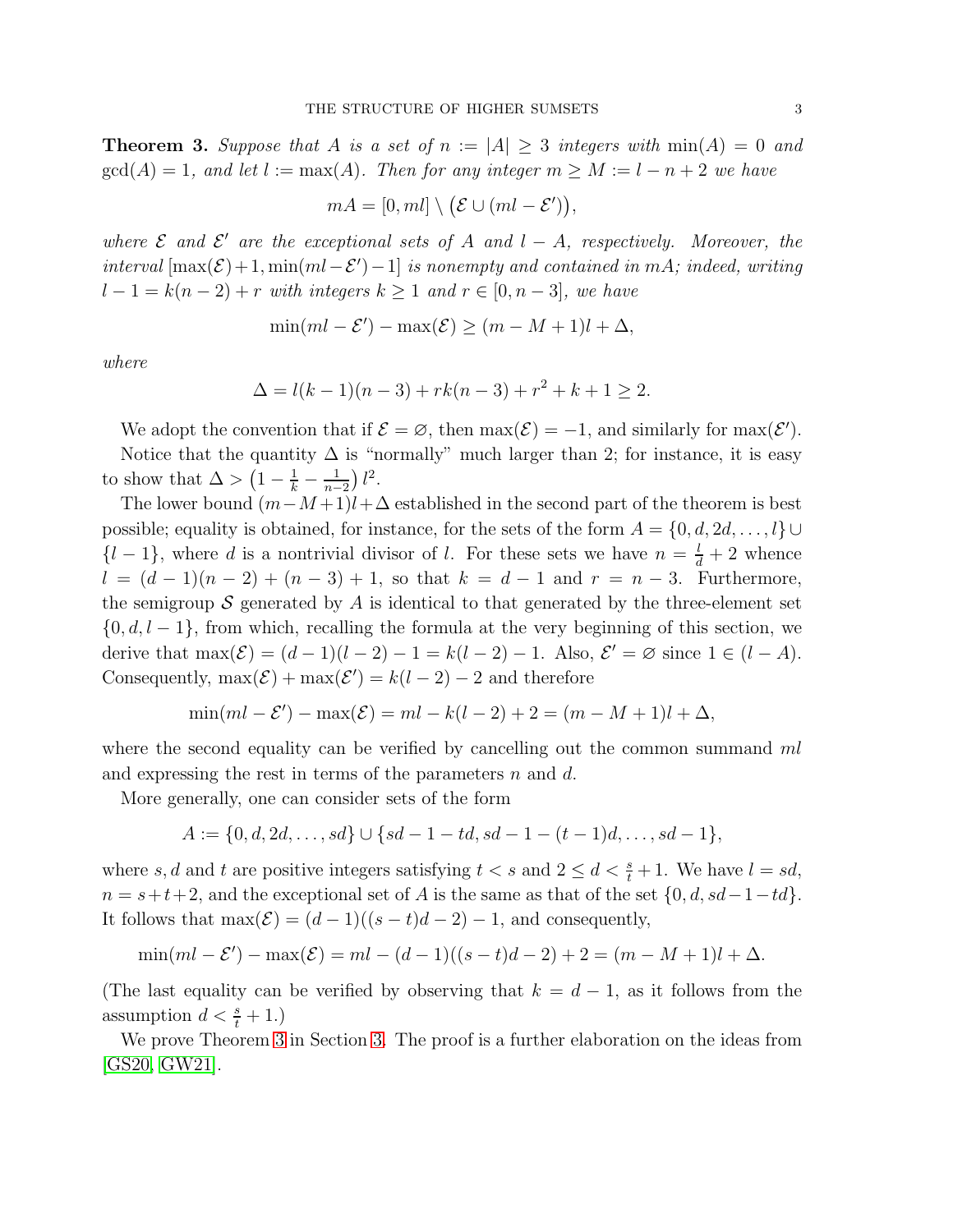**Theorem 3.** *Suppose that $A$ is a set of $n := |A| \geq 3$ integers with $\min(A) = 0$ and $\gcd(A) = 1$, and let $l := \max(A)$. Then for any integer $m \geq M := l - n + 2$ we have*

$$mA = [0, ml] \setminus \big(\mathcal{E} \cup (ml - \mathcal{E}')\big),$$

*where $\mathcal{E}$ and $\mathcal{E}'$ are the exceptional sets of $A$ and $l - A$, respectively. Moreover, the interval $[\max(\mathcal{E})+1, \min(ml-\mathcal{E}')-1]$ is nonempty and contained in $mA$; indeed, writing $l - 1 = k(n-2) + r$ with integers $k \geq 1$ and $r \in [0, n-3]$, we have*

$$\min(ml - \mathcal{E}') - \max(\mathcal{E}) \geq (m - M + 1)l + \Delta,$$

*where*

$$\Delta = l(k-1)(n-3) + rk(n-3) + r^2 + k + 1 \geq 2.$$

We adopt the convention that if $\mathcal{E} = \varnothing$, then $\max(\mathcal{E}) = -1$, and similarly for $\max(\mathcal{E}')$.

Notice that the quantity $\Delta$ is "normally" much larger than 2; for instance, it is easy to show that $\Delta > \left(1 - \frac{1}{k} - \frac{1}{n-2}\right) l^2$.

The lower bound $(m-M+1)l+\Delta$ established in the second part of the theorem is best possible; equality is obtained, for instance, for the sets of the form $A = \{0, d, 2d, \ldots, l\} \cup \{l-1\}$, where $d$ is a nontrivial divisor of $l$. For these sets we have $n = \frac{l}{d} + 2$ whence $l = (d-1)(n-2) + (n-3) + 1$, so that $k = d - 1$ and $r = n - 3$. Furthermore, the semigroup $\mathcal{S}$ generated by $A$ is identical to that generated by the three-element set $\{0, d, l-1\}$, from which, recalling the formula at the very beginning of this section, we derive that $\max(\mathcal{E}) = (d-1)(l-2) - 1 = k(l-2) - 1$. Also, $\mathcal{E}' = \varnothing$ since $1 \in (l - A)$. Consequently, $\max(\mathcal{E}) + \max(\mathcal{E}') = k(l-2) - 2$ and therefore

$$\min(ml - \mathcal{E}') - \max(\mathcal{E}) = ml - k(l-2) + 2 = (m - M + 1)l + \Delta,$$

where the second equality can be verified by cancelling out the common summand $ml$ and expressing the rest in terms of the parameters $n$ and $d$.

More generally, one can consider sets of the form

$$A := \{0, d, 2d, \ldots, sd\} \cup \{sd - 1 - td, sd - 1 - (t-1)d, \ldots, sd - 1\},$$

where $s, d$ and $t$ are positive integers satisfying $t < s$ and $2 \leq d < \frac{s}{t} + 1$. We have $l = sd$, $n = s + t + 2$, and the exceptional set of $A$ is the same as that of the set $\{0, d, sd - 1 - td\}$. It follows that $\max(\mathcal{E}) = (d-1)((s-t)d - 2) - 1$, and consequently,

$$\min(ml - \mathcal{E}') - \max(\mathcal{E}) = ml - (d-1)((s-t)d - 2) + 2 = (m - M + 1)l + \Delta.$$

(The last equality can be verified by observing that $k = d - 1$, as it follows from the assumption $d < \frac{s}{t} + 1$.)

We prove Theorem 3 in Section 3. The proof is a further elaboration on the ideas from [GS20, GW21].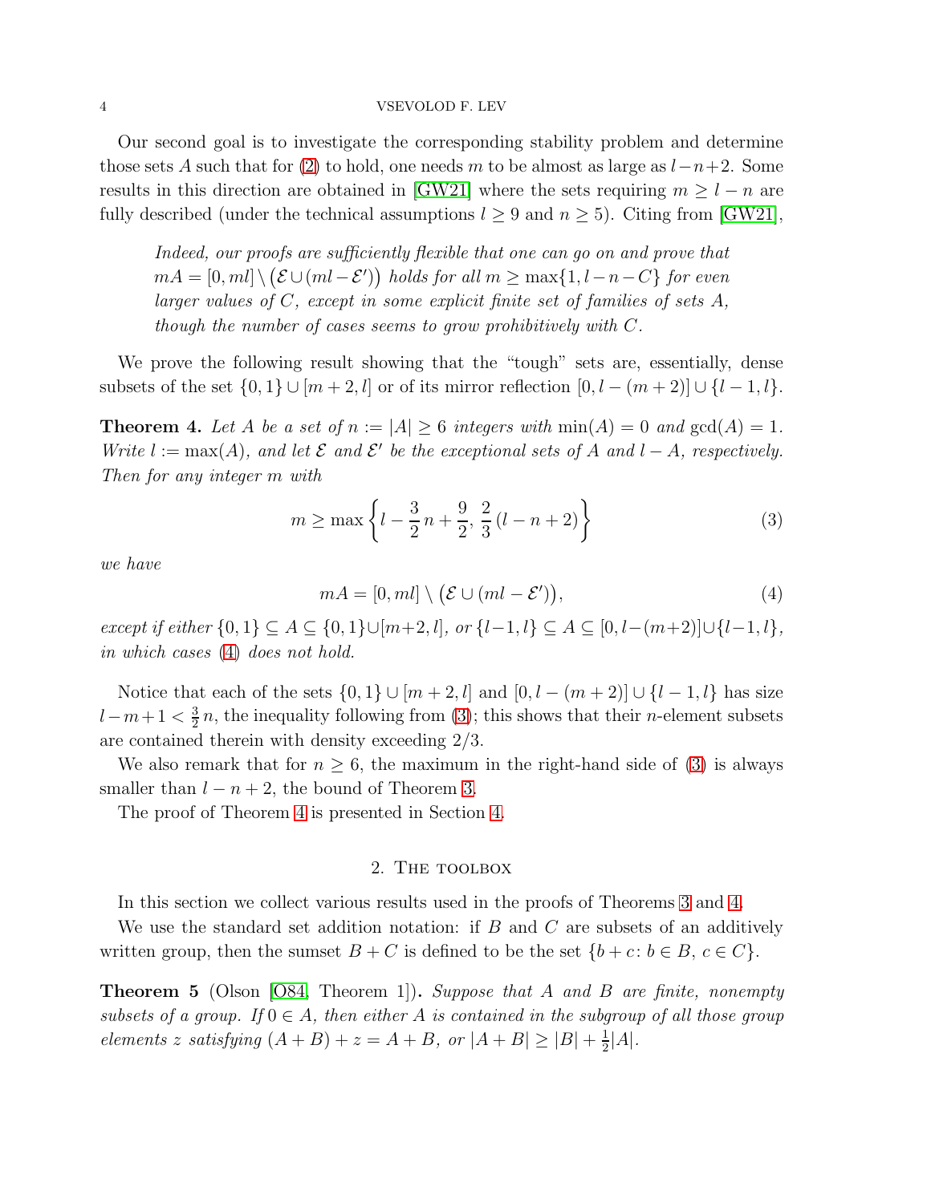Our second goal is to investigate the corresponding stability problem and determine those sets $A$ such that for (2) to hold, one needs $m$ to be almost as large as $l-n+2$. Some results in this direction are obtained in [GW21] where the sets requiring $m \ge l-n$ are fully described (under the technical assumptions $l \ge 9$ and $n \ge 5$). Citing from [GW21],

> *Indeed, our proofs are sufficiently flexible that one can go on and prove that $mA = [0, ml] \setminus (\mathcal{E} \cup (ml - \mathcal{E}'))$ holds for all $m \ge \max\{1, l-n-C\}$ for even larger values of $C$, except in some explicit finite set of families of sets $A$, though the number of cases seems to grow prohibitively with $C$.*

We prove the following result showing that the "tough" sets are, essentially, dense subsets of the set $\{0,1\} \cup [m+2, l]$ or of its mirror reflection $[0, l-(m+2)] \cup \{l-1, l\}$.

**Theorem 4.** *Let $A$ be a set of $n := |A| \ge 6$ integers with $\min(A) = 0$ and $\gcd(A) = 1$. Write $l := \max(A)$, and let $\mathcal{E}$ and $\mathcal{E}'$ be the exceptional sets of $A$ and $l - A$, respectively. Then for any integer $m$ with*

$$m \ge \max\left\{ l - \frac{3}{2}\,n + \frac{9}{2},\, \frac{2}{3}\,(l-n+2) \right\} \tag{3}$$

*we have*

$$mA = [0, ml] \setminus \big(\mathcal{E} \cup (ml - \mathcal{E}')\big), \tag{4}$$

*except if either $\{0,1\} \subseteq A \subseteq \{0,1\} \cup [m+2, l]$, or $\{l-1, l\} \subseteq A \subseteq [0, l-(m+2)] \cup \{l-1, l\}$, in which cases (4) does not hold.*

Notice that each of the sets $\{0,1\} \cup [m+2, l]$ and $[0, l-(m+2)] \cup \{l-1, l\}$ has size $l-m+1 < \frac{3}{2}\,n$, the inequality following from (3); this shows that their $n$-element subsets are contained therein with density exceeding $2/3$.

We also remark that for $n \ge 6$, the maximum in the right-hand side of (3) is always smaller than $l-n+2$, the bound of Theorem 3.

The proof of Theorem 4 is presented in Section 4.

## 2. The toolbox

In this section we collect various results used in the proofs of Theorems 3 and 4.

We use the standard set addition notation: if $B$ and $C$ are subsets of an additively written group, then the sumset $B + C$ is defined to be the set $\{b + c \colon b \in B,\, c \in C\}$.

**Theorem 5** (Olson [O84, Theorem 1])**.** *Suppose that $A$ and $B$ are finite, nonempty subsets of a group. If $0 \in A$, then either $A$ is contained in the subgroup of all those group elements $z$ satisfying $(A+B)+z = A+B$, or $|A+B| \ge |B| + \frac{1}{2}|A|$.*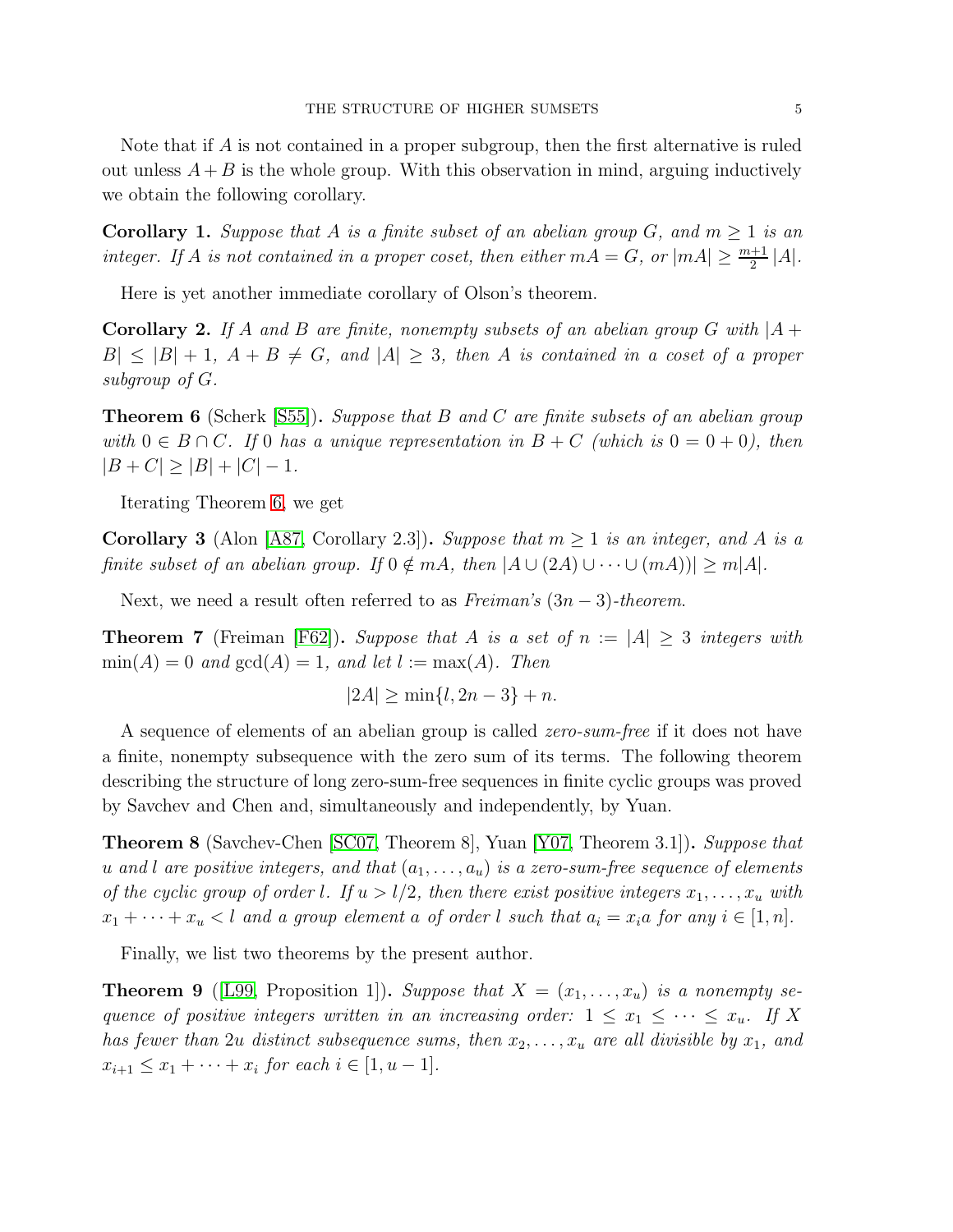Note that if $A$ is not contained in a proper subgroup, then the first alternative is ruled out unless $A+B$ is the whole group. With this observation in mind, arguing inductively we obtain the following corollary.

**Corollary 1.** *Suppose that $A$ is a finite subset of an abelian group $G$, and $m \geq 1$ is an integer. If $A$ is not contained in a proper coset, then either $mA = G$, or $|mA| \geq \frac{m+1}{2}|A|$.*

Here is yet another immediate corollary of Olson's theorem.

**Corollary 2.** *If $A$ and $B$ are finite, nonempty subsets of an abelian group $G$ with $|A + B| \leq |B| + 1$, $A + B \neq G$, and $|A| \geq 3$, then $A$ is contained in a coset of a proper subgroup of $G$.*

**Theorem 6** (Scherk [S55]). *Suppose that $B$ and $C$ are finite subsets of an abelian group with $0 \in B \cap C$. If $0$ has a unique representation in $B + C$ (which is $0 = 0 + 0$), then $|B + C| \geq |B| + |C| - 1$.*

Iterating Theorem 6, we get

**Corollary 3** (Alon [A87, Corollary 2.3]). *Suppose that $m \geq 1$ is an integer, and $A$ is a finite subset of an abelian group. If $0 \notin mA$, then $|A \cup (2A) \cup \cdots \cup (mA))| \geq m|A|$.*

Next, we need a result often referred to as *Freiman's $(3n-3)$-theorem*.

**Theorem 7** (Freiman [F62]). *Suppose that $A$ is a set of $n := |A| \geq 3$ integers with $\min(A) = 0$ and $\gcd(A) = 1$, and let $l := \max(A)$. Then*

$$|2A| \geq \min\{l, 2n-3\} + n.$$

A sequence of elements of an abelian group is called *zero-sum-free* if it does not have a finite, nonempty subsequence with the zero sum of its terms. The following theorem describing the structure of long zero-sum-free sequences in finite cyclic groups was proved by Savchev and Chen and, simultaneously and independently, by Yuan.

**Theorem 8** (Savchev-Chen [SC07, Theorem 8], Yuan [Y07, Theorem 3.1]). *Suppose that $u$ and $l$ are positive integers, and that $(a_1, \ldots, a_u)$ is a zero-sum-free sequence of elements of the cyclic group of order $l$. If $u > l/2$, then there exist positive integers $x_1, \ldots, x_u$ with $x_1 + \cdots + x_u < l$ and a group element $a$ of order $l$ such that $a_i = x_i a$ for any $i \in [1, n]$.*

Finally, we list two theorems by the present author.

**Theorem 9** ([L99, Proposition 1]). *Suppose that $X = (x_1, \ldots, x_u)$ is a nonempty sequence of positive integers written in an increasing order: $1 \leq x_1 \leq \cdots \leq x_u$. If $X$ has fewer than $2u$ distinct subsequence sums, then $x_2, \ldots, x_u$ are all divisible by $x_1$, and $x_{i+1} \leq x_1 + \cdots + x_i$ for each $i \in [1, u-1]$.*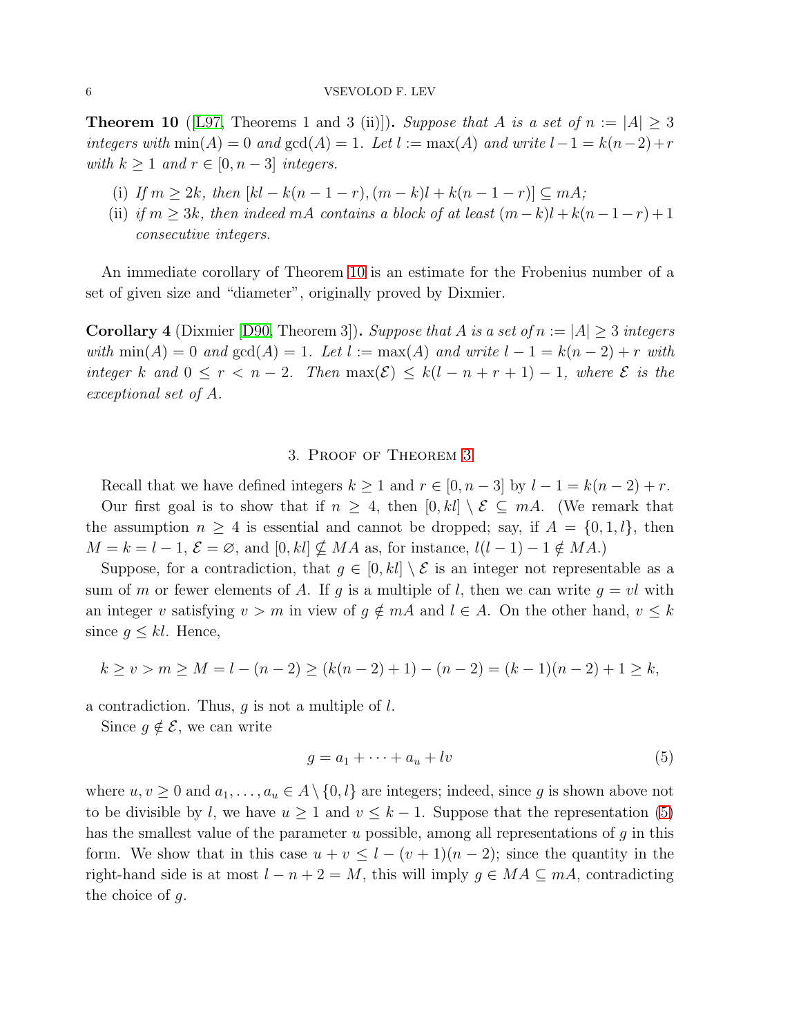**Theorem 10** ([L97, Theorems 1 and 3 (ii)]). *Suppose that $A$ is a set of $n := |A| \ge 3$ integers with $\min(A) = 0$ and $\gcd(A) = 1$. Let $l := \max(A)$ and write $l-1 = k(n-2)+r$ with $k \ge 1$ and $r \in [0, n-3]$ integers.*

(i) *If $m \ge 2k$, then $[kl - k(n-1-r), (m-k)l + k(n-1-r)] \subseteq mA$;*
(ii) *if $m \ge 3k$, then indeed $mA$ contains a block of at least $(m-k)l + k(n-1-r) + 1$ consecutive integers.*

An immediate corollary of Theorem 10 is an estimate for the Frobenius number of a set of given size and "diameter", originally proved by Dixmier.

**Corollary 4** (Dixmier [D90, Theorem 3]). *Suppose that $A$ is a set of $n := |A| \ge 3$ integers with $\min(A) = 0$ and $\gcd(A) = 1$. Let $l := \max(A)$ and write $l-1 = k(n-2)+r$ with integer $k$ and $0 \le r < n-2$. Then $\max(\mathcal{E}) \le k(l-n+r+1) - 1$, where $\mathcal{E}$ is the exceptional set of $A$.*

## 3. Proof of Theorem 3

Recall that we have defined integers $k \ge 1$ and $r \in [0, n-3]$ by $l - 1 = k(n-2) + r$.

Our first goal is to show that if $n \ge 4$, then $[0, kl] \setminus \mathcal{E} \subseteq mA$. (We remark that the assumption $n \ge 4$ is essential and cannot be dropped; say, if $A = \{0, 1, l\}$, then $M = k = l - 1$, $\mathcal{E} = \varnothing$, and $[0, kl] \nsubseteq MA$ as, for instance, $l(l-1) - 1 \notin MA$.)

Suppose, for a contradiction, that $g \in [0, kl] \setminus \mathcal{E}$ is an integer not representable as a sum of $m$ or fewer elements of $A$. If $g$ is a multiple of $l$, then we can write $g = vl$ with an integer $v$ satisfying $v > m$ in view of $g \notin mA$ and $l \in A$. On the other hand, $v \le k$ since $g \le kl$. Hence,

$$k \ge v > m \ge M = l - (n-2) \ge (k(n-2)+1) - (n-2) = (k-1)(n-2) + 1 \ge k,$$

a contradiction. Thus, $g$ is not a multiple of $l$.

Since $g \notin \mathcal{E}$, we can write

$$g = a_1 + \dots + a_u + lv \tag{5}$$

where $u, v \ge 0$ and $a_1, \dots, a_u \in A \setminus \{0, l\}$ are integers; indeed, since $g$ is shown above not to be divisible by $l$, we have $u \ge 1$ and $v \le k-1$. Suppose that the representation (5) has the smallest value of the parameter $u$ possible, among all representations of $g$ in this form. We show that in this case $u + v \le l - (v+1)(n-2)$; since the quantity in the right-hand side is at most $l - n + 2 = M$, this will imply $g \in MA \subseteq mA$, contradicting the choice of $g$.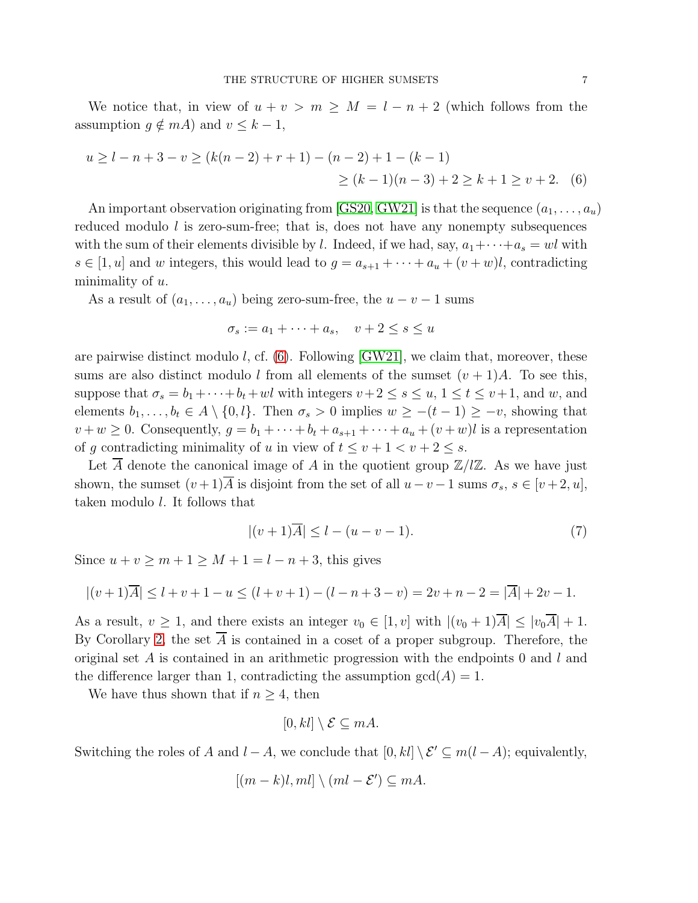We notice that, in view of $u + v > m \geq M = l - n + 2$ (which follows from the assumption $g \notin mA$) and $v \leq k - 1$,

$$u \geq l - n + 3 - v \geq (k(n-2) + r + 1) - (n-2) + 1 - (k-1) \\ \geq (k-1)(n-3) + 2 \geq k + 1 \geq v + 2. \quad (6)$$

An important observation originating from [GS20, GW21] is that the sequence $(a_1, \dots, a_u)$ reduced modulo $l$ is zero-sum-free; that is, does not have any nonempty subsequences with the sum of their elements divisible by $l$. Indeed, if we had, say, $a_1 + \dots + a_s = wl$ with $s \in [1, u]$ and $w$ integers, this would lead to $g = a_{s+1} + \dots + a_u + (v + w)l$, contradicting minimality of $u$.

As a result of $(a_1, \dots, a_u)$ being zero-sum-free, the $u - v - 1$ sums

$$\sigma_s := a_1 + \dots + a_s, \quad v + 2 \leq s \leq u$$

are pairwise distinct modulo $l$, cf. (6). Following [GW21], we claim that, moreover, these sums are also distinct modulo $l$ from all elements of the sumset $(v+1)A$. To see this, suppose that $\sigma_s = b_1 + \dots + b_t + wl$ with integers $v + 2 \leq s \leq u$, $1 \leq t \leq v + 1$, and $w$, and elements $b_1, \dots, b_t \in A \setminus \{0, l\}$. Then $\sigma_s > 0$ implies $w \geq -(t-1) \geq -v$, showing that $v + w \geq 0$. Consequently, $g = b_1 + \dots + b_t + a_{s+1} + \dots + a_u + (v + w)l$ is a representation of $g$ contradicting minimality of $u$ in view of $t \leq v + 1 < v + 2 \leq s$.

Let $\overline{A}$ denote the canonical image of $A$ in the quotient group $\mathbb{Z}/l\mathbb{Z}$. As we have just shown, the sumset $(v+1)\overline{A}$ is disjoint from the set of all $u - v - 1$ sums $\sigma_s$, $s \in [v+2, u]$, taken modulo $l$. It follows that

$$|(v+1)\overline{A}| \leq l - (u - v - 1). \quad (7)$$

Since $u + v \geq m + 1 \geq M + 1 = l - n + 3$, this gives

$$|(v+1)\overline{A}| \leq l + v + 1 - u \leq (l + v + 1) - (l - n + 3 - v) = 2v + n - 2 = |\overline{A}| + 2v - 1.$$

As a result, $v \geq 1$, and there exists an integer $v_0 \in [1, v]$ with $|(v_0+1)\overline{A}| \leq |v_0\overline{A}| + 1$. By Corollary 2, the set $\overline{A}$ is contained in a coset of a proper subgroup. Therefore, the original set $A$ is contained in an arithmetic progression with the endpoints $0$ and $l$ and the difference larger than 1, contradicting the assumption $\gcd(A) = 1$.

We have thus shown that if $n \geq 4$, then

$$[0, kl] \setminus \mathcal{E} \subseteq mA.$$

Switching the roles of $A$ and $l - A$, we conclude that $[0, kl] \setminus \mathcal{E}' \subseteq m(l - A)$; equivalently,

$$[(m-k)l, ml] \setminus (ml - \mathcal{E}') \subseteq mA.$$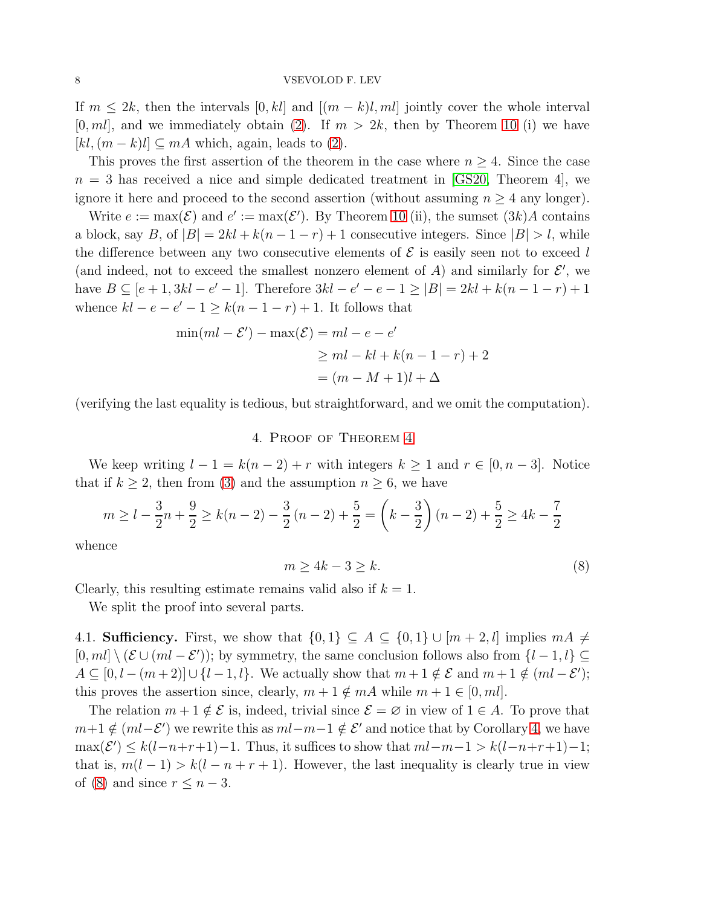If $m \le 2k$, then the intervals $[0, kl]$ and $[(m-k)l, ml]$ jointly cover the whole interval $[0, ml]$, and we immediately obtain (2). If $m > 2k$, then by Theorem 10 (i) we have $[kl, (m-k)l] \subseteq mA$ which, again, leads to (2).

This proves the first assertion of the theorem in the case where $n \ge 4$. Since the case $n = 3$ has received a nice and simple dedicated treatment in [GS20, Theorem 4], we ignore it here and proceed to the second assertion (without assuming $n \ge 4$ any longer).

Write $e := \max(\mathcal{E})$ and $e' := \max(\mathcal{E}')$. By Theorem 10 (ii), the sumset $(3k)A$ contains a block, say $B$, of $|B| = 2kl + k(n-1-r) + 1$ consecutive integers. Since $|B| > l$, while the difference between any two consecutive elements of $\mathcal{E}$ is easily seen not to exceed $l$ (and indeed, not to exceed the smallest nonzero element of $A$) and similarly for $\mathcal{E}'$, we have $B \subseteq [e+1, 3kl - e' - 1]$. Therefore $3kl - e' - e - 1 \ge |B| = 2kl + k(n-1-r) + 1$ whence $kl - e - e' - 1 \ge k(n-1-r) + 1$. It follows that

$$
\begin{aligned}
\min(ml - \mathcal{E}') - \max(\mathcal{E}) &= ml - e - e' \\
&\ge ml - kl + k(n-1-r) + 2 \\
&= (m - M + 1)l + \Delta
\end{aligned}
$$

(verifying the last equality is tedious, but straightforward, and we omit the computation).

## 4. Proof of Theorem 4

We keep writing $l - 1 = k(n-2) + r$ with integers $k \ge 1$ and $r \in [0, n-3]$. Notice that if $k \ge 2$, then from (3) and the assumption $n \ge 6$, we have

$$
m \ge l - \frac{3}{2}n + \frac{9}{2} \ge k(n-2) - \frac{3}{2}(n-2) + \frac{5}{2} = \left(k - \frac{3}{2}\right)(n-2) + \frac{5}{2} \ge 4k - \frac{7}{2}
$$

whence

$$
m \ge 4k - 3 \ge k. \tag{8}
$$

Clearly, this resulting estimate remains valid also if $k = 1$.

We split the proof into several parts.

**4.1. Sufficiency.** First, we show that $\{0, 1\} \subseteq A \subseteq \{0, 1\} \cup [m+2, l]$ implies $mA \ne [0, ml] \setminus (\mathcal{E} \cup (ml - \mathcal{E}'))$; by symmetry, the same conclusion follows also from $\{l-1, l\} \subseteq A \subseteq [0, l-(m+2)] \cup \{l-1, l\}$. We actually show that $m+1 \notin \mathcal{E}$ and $m+1 \notin (ml - \mathcal{E}')$; this proves the assertion since, clearly, $m+1 \notin mA$ while $m+1 \in [0, ml]$.

The relation $m+1 \notin \mathcal{E}$ is, indeed, trivial since $\mathcal{E} = \varnothing$ in view of $1 \in A$. To prove that $m+1 \notin (ml - \mathcal{E}')$ we rewrite this as $ml - m - 1 \notin \mathcal{E}'$ and notice that by Corollary 4, we have $\max(\mathcal{E}') \le k(l-n+r+1) - 1$. Thus, it suffices to show that $ml - m - 1 > k(l-n+r+1) - 1$; that is, $m(l-1) > k(l-n+r+1)$. However, the last inequality is clearly true in view of (8) and since $r \le n-3$.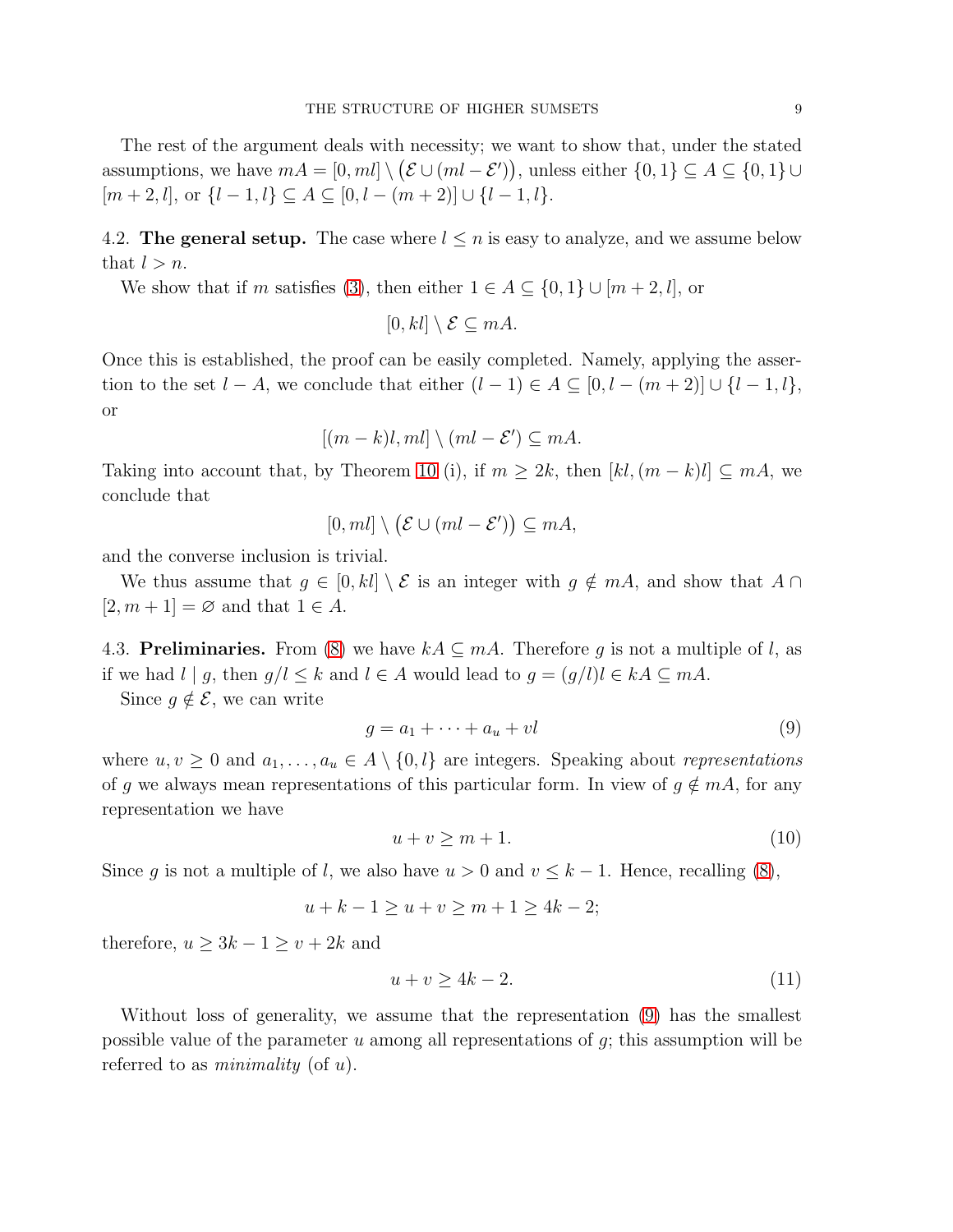The rest of the argument deals with necessity; we want to show that, under the stated assumptions, we have $mA = [0, ml] \setminus \big(\mathcal{E} \cup (ml - \mathcal{E}')\big)$, unless either $\{0, 1\} \subseteq A \subseteq \{0, 1\} \cup [m + 2, l]$, or $\{l - 1, l\} \subseteq A \subseteq [0, l - (m + 2)] \cup \{l - 1, l\}$.

4.2. **The general setup.** The case where $l \le n$ is easy to analyze, and we assume below that $l > n$.

We show that if $m$ satisfies (3), then either $1 \in A \subseteq \{0, 1\} \cup [m + 2, l]$, or

$$[0, kl] \setminus \mathcal{E} \subseteq mA.$$

Once this is established, the proof can be easily completed. Namely, applying the assertion to the set $l - A$, we conclude that either $(l - 1) \in A \subseteq [0, l - (m + 2)] \cup \{l - 1, l\}$, or

$$[(m - k)l, ml] \setminus (ml - \mathcal{E}') \subseteq mA.$$

Taking into account that, by Theorem 10 (i), if $m \ge 2k$, then $[kl, (m - k)l] \subseteq mA$, we conclude that

$$[0, ml] \setminus \big(\mathcal{E} \cup (ml - \mathcal{E}')\big) \subseteq mA,$$

and the converse inclusion is trivial.

We thus assume that $g \in [0, kl] \setminus \mathcal{E}$ is an integer with $g \notin mA$, and show that $A \cap [2, m + 1] = \varnothing$ and that $1 \in A$.

4.3. **Preliminaries.** From (8) we have $kA \subseteq mA$. Therefore $g$ is not a multiple of $l$, as if we had $l \mid g$, then $g/l \le k$ and $l \in A$ would lead to $g = (g/l)l \in kA \subseteq mA$.

Since $g \notin \mathcal{E}$, we can write

$$g = a_1 + \dots + a_u + vl \tag{9}$$

where $u, v \ge 0$ and $a_1, \dots, a_u \in A \setminus \{0, l\}$ are integers. Speaking about *representations* of $g$ we always mean representations of this particular form. In view of $g \notin mA$, for any representation we have

$$u + v \ge m + 1. \tag{10}$$

Since $g$ is not a multiple of $l$, we also have $u > 0$ and $v \le k - 1$. Hence, recalling (8),

$$u + k - 1 \ge u + v \ge m + 1 \ge 4k - 2;$$

therefore, $u \ge 3k - 1 \ge v + 2k$ and

$$u + v \ge 4k - 2. \tag{11}$$

Without loss of generality, we assume that the representation (9) has the smallest possible value of the parameter $u$ among all representations of $g$; this assumption will be referred to as *minimality* (of $u$).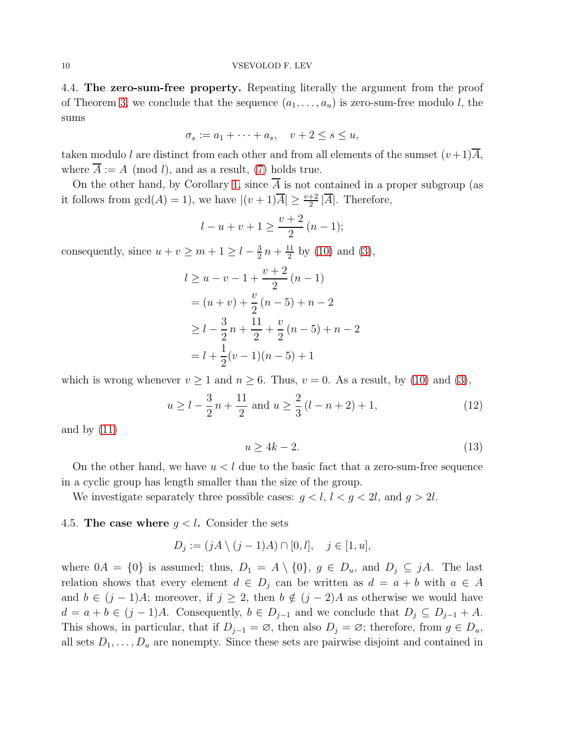4.4. **The zero-sum-free property.** Repeating literally the argument from the proof of Theorem 3, we conclude that the sequence $(a_1, \dots, a_u)$ is zero-sum-free modulo $l$, the sums

$$\sigma_s := a_1 + \dots + a_s, \quad v+2 \le s \le u,$$

taken modulo $l$ are distinct from each other and from all elements of the sumset $(v+1)\overline{A}$, where $\overline{A} := A \pmod{l}$, and as a result, (7) holds true.

On the other hand, by Corollary 1, since $\overline{A}$ is not contained in a proper subgroup (as it follows from $\gcd(A) = 1$), we have $|(v+1)\overline{A}| \ge \frac{v+2}{2}\,|\overline{A}|$. Therefore,

$$l - u + v + 1 \ge \frac{v+2}{2}\,(n-1);$$

consequently, since $u + v \ge m + 1 \ge l - \frac{3}{2}\,n + \frac{11}{2}$ by (10) and (3),

$$\begin{aligned}
l &\ge u - v - 1 + \frac{v+2}{2}\,(n-1) \\
&= (u+v) + \frac{v}{2}\,(n-5) + n - 2 \\
&\ge l - \frac{3}{2}\,n + \frac{11}{2} + \frac{v}{2}\,(n-5) + n - 2 \\
&= l + \frac{1}{2}(v-1)(n-5) + 1
\end{aligned}$$

which is wrong whenever $v \ge 1$ and $n \ge 6$. Thus, $v = 0$. As a result, by (10) and (3),

$$u \ge l - \frac{3}{2}\,n + \frac{11}{2} \text{ and } u \ge \frac{2}{3}\,(l - n + 2) + 1, \tag{12}$$

and by (11)

$$u \ge 4k - 2. \tag{13}$$

On the other hand, we have $u < l$ due to the basic fact that a zero-sum-free sequence in a cyclic group has length smaller than the size of the group.

We investigate separately three possible cases: $g < l$, $l < g < 2l$, and $g > 2l$.

4.5. **The case where $g < l$.** Consider the sets

$$D_j := (jA \setminus (j-1)A) \cap [0, l], \quad j \in [1, u],$$

where $0A = \{0\}$ is assumed; thus, $D_1 = A \setminus \{0\}$, $g \in D_u$, and $D_j \subseteq jA$. The last relation shows that every element $d \in D_j$ can be written as $d = a + b$ with $a \in A$ and $b \in (j-1)A$; moreover, if $j \ge 2$, then $b \notin (j-2)A$ as otherwise we would have $d = a + b \in (j-1)A$. Consequently, $b \in D_{j-1}$ and we conclude that $D_j \subseteq D_{j-1} + A$. This shows, in particular, that if $D_{j-1} = \varnothing$, then also $D_j = \varnothing$; therefore, from $g \in D_u$, all sets $D_1, \dots, D_u$ are nonempty. Since these sets are pairwise disjoint and contained in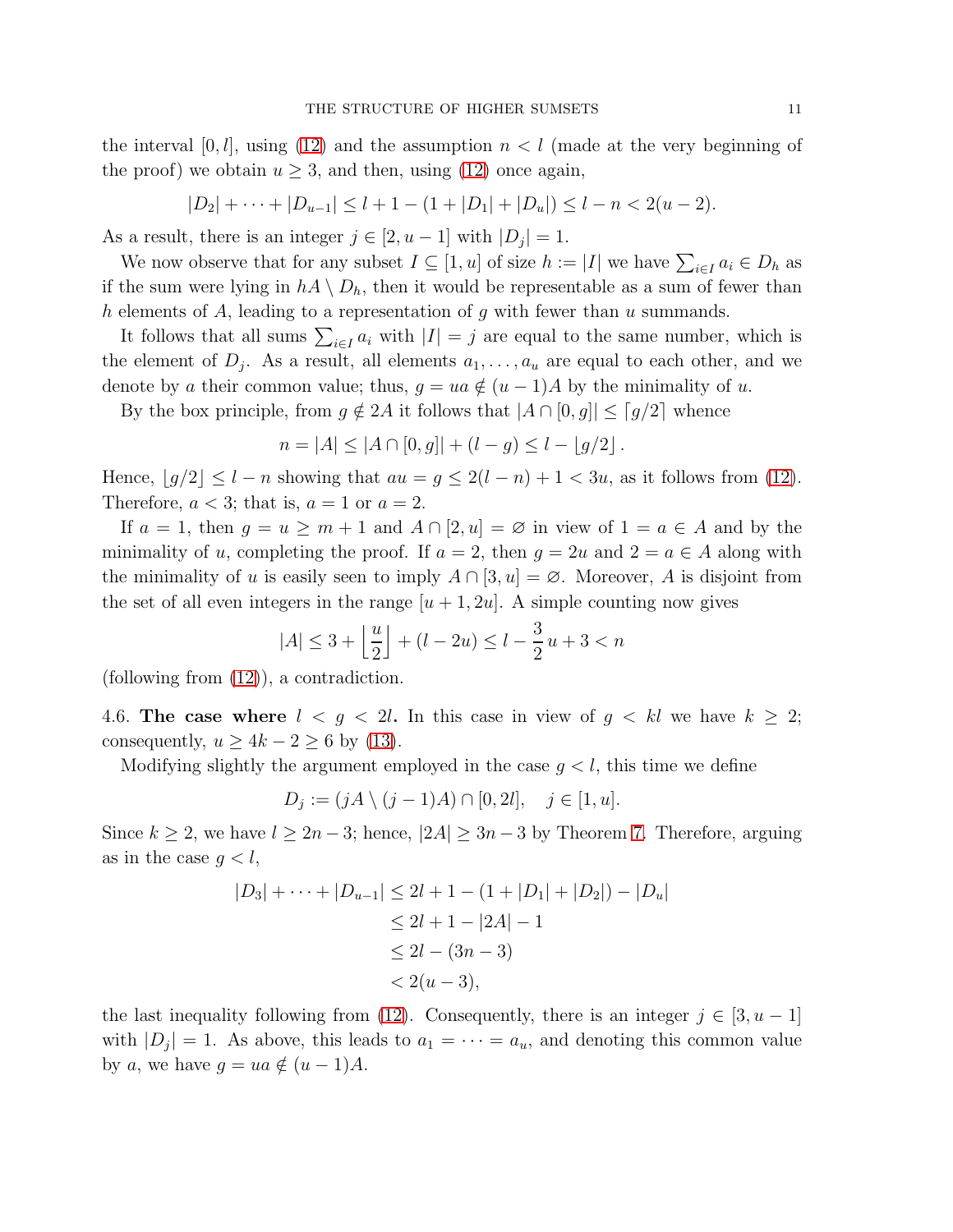the interval $[0, l]$, using (12) and the assumption $n < l$ (made at the very beginning of the proof) we obtain $u \geq 3$, and then, using (12) once again,

$$|D_2| + \cdots + |D_{u-1}| \leq l + 1 - (1 + |D_1| + |D_u|) \leq l - n < 2(u - 2).$$

As a result, there is an integer $j \in [2, u-1]$ with $|D_j| = 1$.

We now observe that for any subset $I \subseteq [1, u]$ of size $h := |I|$ we have $\sum_{i \in I} a_i \in D_h$ as if the sum were lying in $hA \setminus D_h$, then it would be representable as a sum of fewer than $h$ elements of $A$, leading to a representation of $g$ with fewer than $u$ summands.

It follows that all sums $\sum_{i \in I} a_i$ with $|I| = j$ are equal to the same number, which is the element of $D_j$. As a result, all elements $a_1, \ldots, a_u$ are equal to each other, and we denote by $a$ their common value; thus, $g = ua \notin (u-1)A$ by the minimality of $u$.

By the box principle, from $g \notin 2A$ it follows that $|A \cap [0, g]| \leq \lceil g/2 \rceil$ whence

$$n = |A| \leq |A \cap [0, g]| + (l - g) \leq l - \lfloor g/2 \rfloor.$$

Hence, $\lfloor g/2 \rfloor \leq l - n$ showing that $au = g \leq 2(l - n) + 1 < 3u$, as it follows from (12). Therefore, $a < 3$; that is, $a = 1$ or $a = 2$.

If $a = 1$, then $g = u \geq m + 1$ and $A \cap [2, u] = \varnothing$ in view of $1 = a \in A$ and by the minimality of $u$, completing the proof. If $a = 2$, then $g = 2u$ and $2 = a \in A$ along with the minimality of $u$ is easily seen to imply $A \cap [3, u] = \varnothing$. Moreover, $A$ is disjoint from the set of all even integers in the range $[u + 1, 2u]$. A simple counting now gives

$$|A| \leq 3 + \left\lfloor \frac{u}{2} \right\rfloor + (l - 2u) \leq l - \frac{3}{2}u + 3 < n$$

(following from (12)), a contradiction.

**4.6. The case where $l < g < 2l$.** In this case in view of $g < kl$ we have $k \geq 2$; consequently, $u \geq 4k - 2 \geq 6$ by (13).

Modifying slightly the argument employed in the case $g < l$, this time we define

$$D_j := (jA \setminus (j-1)A) \cap [0, 2l], \quad j \in [1, u].$$

Since $k \geq 2$, we have $l \geq 2n - 3$; hence, $|2A| \geq 3n - 3$ by Theorem 7. Therefore, arguing as in the case $g < l$,

$$\begin{aligned}
|D_3| + \cdots + |D_{u-1}| &\leq 2l + 1 - (1 + |D_1| + |D_2|) - |D_u| \\
&\leq 2l + 1 - |2A| - 1 \\
&\leq 2l - (3n - 3) \\
&< 2(u - 3),
\end{aligned}$$

the last inequality following from (12). Consequently, there is an integer $j \in [3, u-1]$ with $|D_j| = 1$. As above, this leads to $a_1 = \cdots = a_u$, and denoting this common value by $a$, we have $g = ua \notin (u-1)A$.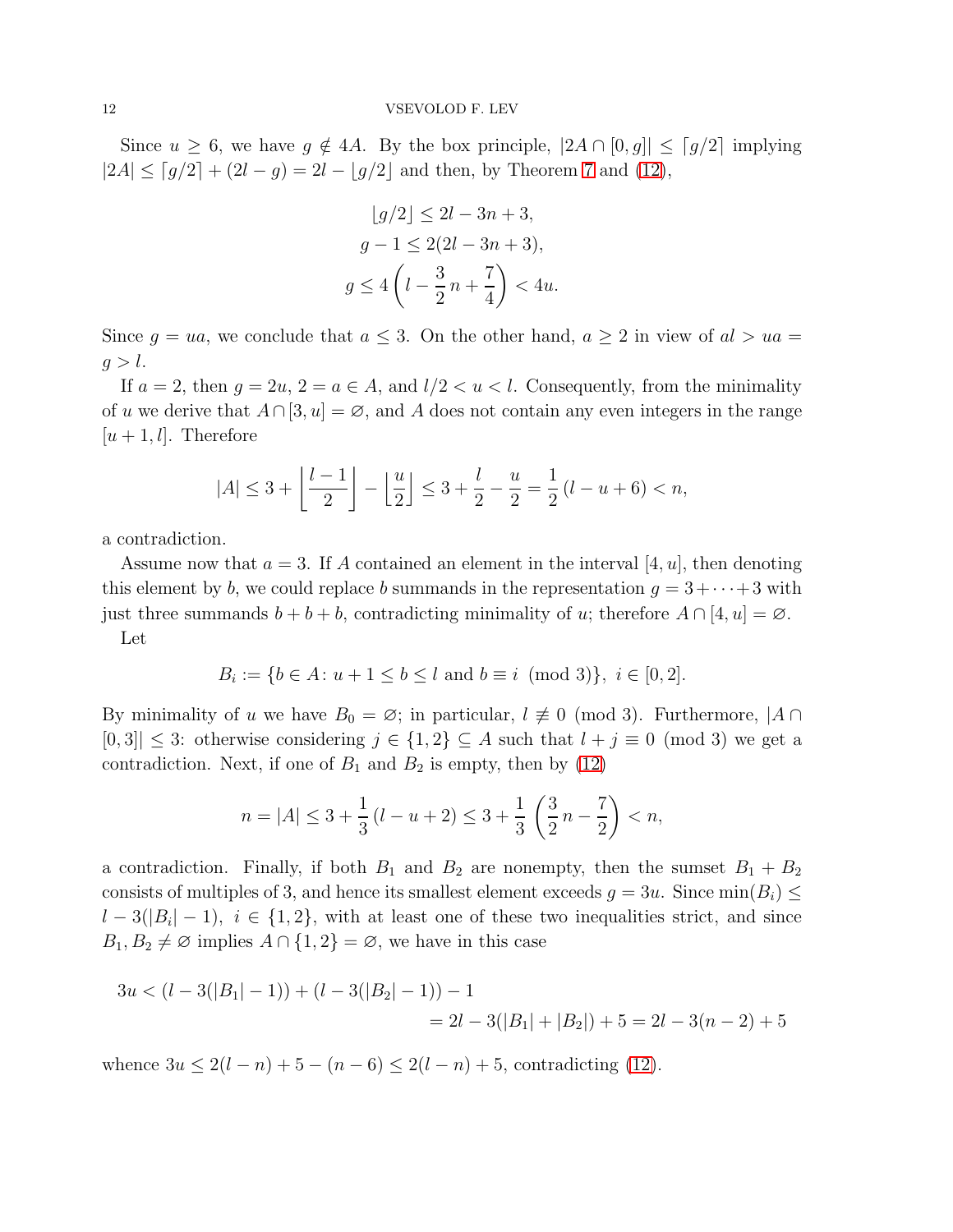Since $u \geq 6$, we have $g \notin 4A$. By the box principle, $|2A \cap [0,g]| \leq \lceil g/2 \rceil$ implying $|2A| \leq \lceil g/2 \rceil + (2l - g) = 2l - \lfloor g/2 \rfloor$ and then, by Theorem 7 and (12),

$$\lfloor g/2 \rfloor \leq 2l - 3n + 3,$$
$$g - 1 \leq 2(2l - 3n + 3),$$
$$g \leq 4\left(l - \frac{3}{2}n + \frac{7}{4}\right) < 4u.$$

Since $g = ua$, we conclude that $a \leq 3$. On the other hand, $a \geq 2$ in view of $al > ua = g > l$.

If $a = 2$, then $g = 2u$, $2 = a \in A$, and $l/2 < u < l$. Consequently, from the minimality of $u$ we derive that $A \cap [3, u] = \varnothing$, and $A$ does not contain any even integers in the range $[u+1, l]$. Therefore

$$|A| \leq 3 + \left\lfloor \frac{l-1}{2} \right\rfloor - \left\lfloor \frac{u}{2} \right\rfloor \leq 3 + \frac{l}{2} - \frac{u}{2} = \frac{1}{2}(l - u + 6) < n,$$

a contradiction.

Assume now that $a = 3$. If $A$ contained an element in the interval $[4, u]$, then denoting this element by $b$, we could replace $b$ summands in the representation $g = 3 + \dots + 3$ with just three summands $b + b + b$, contradicting minimality of $u$; therefore $A \cap [4, u] = \varnothing$.

Let

$$B_i := \{b \in A \colon u + 1 \leq b \leq l \text{ and } b \equiv i \pmod 3\},\ i \in [0, 2].$$

By minimality of $u$ we have $B_0 = \varnothing$; in particular, $l \not\equiv 0 \pmod 3$. Furthermore, $|A \cap [0, 3]| \leq 3$: otherwise considering $j \in \{1, 2\} \subseteq A$ such that $l + j \equiv 0 \pmod 3$ we get a contradiction. Next, if one of $B_1$ and $B_2$ is empty, then by (12)

$$n = |A| \leq 3 + \frac{1}{3}(l - u + 2) \leq 3 + \frac{1}{3}\left(\frac{3}{2}n - \frac{7}{2}\right) < n,$$

a contradiction. Finally, if both $B_1$ and $B_2$ are nonempty, then the sumset $B_1 + B_2$ consists of multiples of 3, and hence its smallest element exceeds $g = 3u$. Since $\min(B_i) \leq l - 3(|B_i| - 1)$, $i \in \{1, 2\}$, with at least one of these two inequalities strict, and since $B_1, B_2 \neq \varnothing$ implies $A \cap \{1, 2\} = \varnothing$, we have in this case

$$\begin{aligned} 3u &< (l - 3(|B_1| - 1)) + (l - 3(|B_2| - 1)) - 1 \\ &= 2l - 3(|B_1| + |B_2|) + 5 = 2l - 3(n-2) + 5 \end{aligned}$$

whence $3u \leq 2(l - n) + 5 - (n - 6) \leq 2(l - n) + 5$, contradicting (12).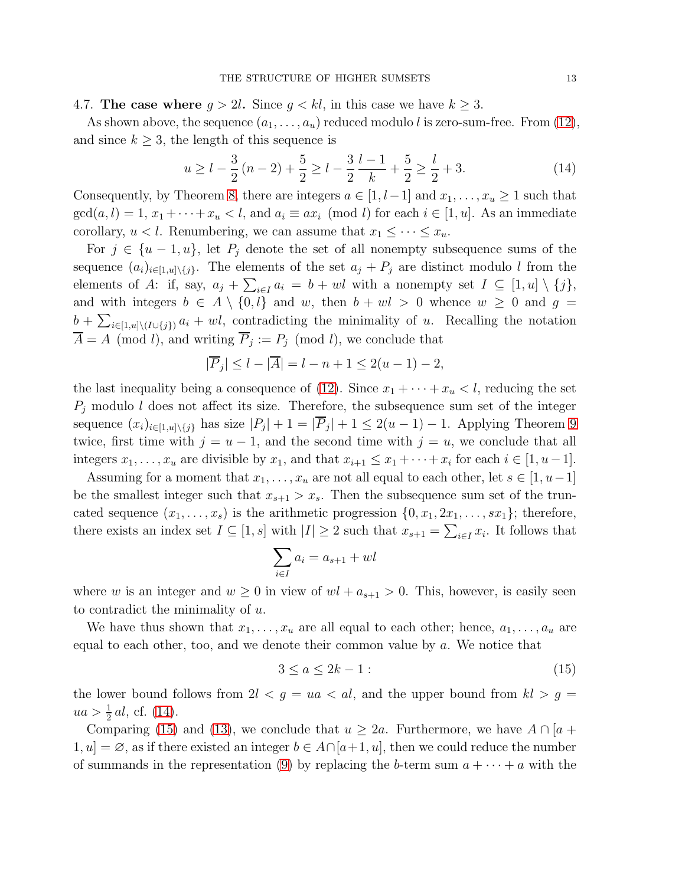### 4.7. The case where $g > 2l$.

Since $g < kl$, in this case we have $k \geq 3$.

As shown above, the sequence $(a_1, \dots, a_u)$ reduced modulo $l$ is zero-sum-free. From (12), and since $k \geq 3$, the length of this sequence is

$$u \geq l - \frac{3}{2}(n-2) + \frac{5}{2} \geq l - \frac{3}{2}\frac{l-1}{k} + \frac{5}{2} \geq \frac{l}{2} + 3. \tag{14}$$

Consequently, by Theorem 8, there are integers $a \in [1, l-1]$ and $x_1, \dots, x_u \geq 1$ such that $\gcd(a, l) = 1$, $x_1 + \dots + x_u < l$, and $a_i \equiv ax_i \pmod{l}$ for each $i \in [1, u]$. As an immediate corollary, $u < l$. Renumbering, we can assume that $x_1 \leq \dots \leq x_u$.

For $j \in \{u-1, u\}$, let $P_j$ denote the set of all nonempty subsequence sums of the sequence $(a_i)_{i \in [1,u] \setminus \{j\}}$. The elements of the set $a_j + P_j$ are distinct modulo $l$ from the elements of $A$: if, say, $a_j + \sum_{i \in I} a_i = b + wl$ with a nonempty set $I \subseteq [1, u] \setminus \{j\}$, and with integers $b \in A \setminus \{0, l\}$ and $w$, then $b + wl > 0$ whence $w \geq 0$ and $g = b + \sum_{i \in [1,u] \setminus (I \cup \{j\})} a_i + wl$, contradicting the minimality of $u$. Recalling the notation $\overline{A} = A \pmod{l}$, and writing $\overline{P}_j := P_j \pmod{l}$, we conclude that

$$|\overline{P}_j| \leq l - |\overline{A}| = l - n + 1 \leq 2(u-1) - 2,$$

the last inequality being a consequence of (12). Since $x_1 + \dots + x_u < l$, reducing the set $P_j$ modulo $l$ does not affect its size. Therefore, the subsequence sum set of the integer sequence $(x_i)_{i \in [1,u] \setminus \{j\}}$ has size $|P_j| + 1 = |\overline{P}_j| + 1 \leq 2(u-1) - 1$. Applying Theorem 9 twice, first time with $j = u-1$, and the second time with $j = u$, we conclude that all integers $x_1, \dots, x_u$ are divisible by $x_1$, and that $x_{i+1} \leq x_1 + \dots + x_i$ for each $i \in [1, u-1]$.

Assuming for a moment that $x_1, \dots, x_u$ are not all equal to each other, let $s \in [1, u-1]$ be the smallest integer such that $x_{s+1} > x_s$. Then the subsequence sum set of the truncated sequence $(x_1, \dots, x_s)$ is the arithmetic progression $\{0, x_1, 2x_1, \dots, sx_1\}$; therefore, there exists an index set $I \subseteq [1, s]$ with $|I| \geq 2$ such that $x_{s+1} = \sum_{i \in I} x_i$. It follows that

$$\sum_{i \in I} a_i = a_{s+1} + wl$$

where $w$ is an integer and $w \geq 0$ in view of $wl + a_{s+1} > 0$. This, however, is easily seen to contradict the minimality of $u$.

We have thus shown that $x_1, \dots, x_u$ are all equal to each other; hence, $a_1, \dots, a_u$ are equal to each other, too, and we denote their common value by $a$. We notice that

$$3 \leq a \leq 2k - 1: \tag{15}$$

the lower bound follows from $2l < g = ua < al$, and the upper bound from $kl > g = ua > \frac{1}{2}al$, cf. (14).

Comparing (15) and (13), we conclude that $u \geq 2a$. Furthermore, we have $A \cap [a + 1, u] = \varnothing$, as if there existed an integer $b \in A \cap [a+1, u]$, then we could reduce the number of summands in the representation (9) by replacing the $b$-term sum $a + \dots + a$ with the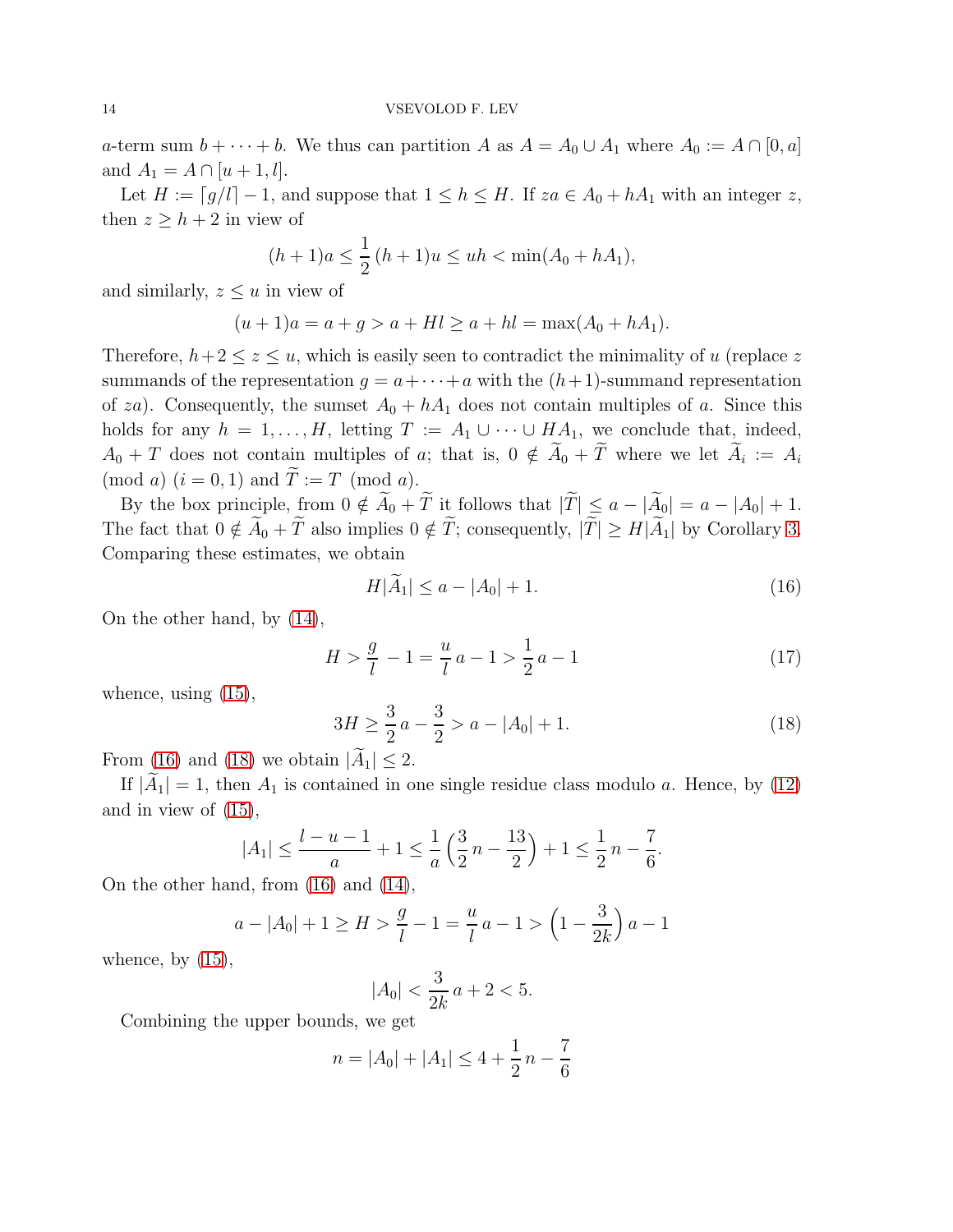$a$-term sum $b + \dots + b$. We thus can partition $A$ as $A = A_0 \cup A_1$ where $A_0 := A \cap [0, a]$ and $A_1 = A \cap [u+1, l]$.

Let $H := \lceil g/l \rceil - 1$, and suppose that $1 \le h \le H$. If $za \in A_0 + hA_1$ with an integer $z$, then $z \ge h+2$ in view of

$$(h+1)a \le \frac{1}{2}\,(h+1)u \le uh < \min(A_0 + hA_1),$$

and similarly, $z \le u$ in view of

$$(u+1)a = a + g > a + Hl \ge a + hl = \max(A_0 + hA_1).$$

Therefore, $h+2 \le z \le u$, which is easily seen to contradict the minimality of $u$ (replace $z$ summands of the representation $g = a + \dots + a$ with the $(h+1)$-summand representation of $za$). Consequently, the sumset $A_0 + hA_1$ does not contain multiples of $a$. Since this holds for any $h = 1, \dots, H$, letting $T := A_1 \cup \dots \cup HA_1$, we conclude that, indeed, $A_0 + T$ does not contain multiples of $a$; that is, $0 \notin \widetilde{A}_0 + \widetilde{T}$ where we let $\widetilde{A}_i := A_i \pmod a$ $(i = 0, 1)$ and $\widetilde{T} := T \pmod a$.

By the box principle, from $0 \notin \widetilde{A}_0 + \widetilde{T}$ it follows that $|\widetilde{T}| \le a - |\widetilde{A}_0| = a - |A_0| + 1$. The fact that $0 \notin \widetilde{A}_0 + \widetilde{T}$ also implies $0 \notin \widetilde{T}$; consequently, $|\widetilde{T}| \ge H|\widetilde{A}_1|$ by Corollary 3. Comparing these estimates, we obtain

$$H|\widetilde{A}_1| \le a - |A_0| + 1. \tag{16}$$

On the other hand, by (14),

$$H > \frac{g}{l} - 1 = \frac{u}{l}\,a - 1 > \frac{1}{2}\,a - 1 \tag{17}$$

whence, using (15),

$$3H \ge \frac{3}{2}\,a - \frac{3}{2} > a - |A_0| + 1. \tag{18}$$

From (16) and (18) we obtain $|\widetilde{A}_1| \le 2$.

If $|\widetilde{A}_1| = 1$, then $A_1$ is contained in one single residue class modulo $a$. Hence, by (12) and in view of (15),

$$|A_1| \le \frac{l-u-1}{a} + 1 \le \frac{1}{a}\left(\frac{3}{2}\,n - \frac{13}{2}\right) + 1 \le \frac{1}{2}\,n - \frac{7}{6}.$$

On the other hand, from (16) and (14),

$$a - |A_0| + 1 \ge H > \frac{g}{l} - 1 = \frac{u}{l}\,a - 1 > \left(1 - \frac{3}{2k}\right) a - 1$$

whence, by (15),

$$|A_0| < \frac{3}{2k}\,a + 2 < 5.$$

Combining the upper bounds, we get

$$n = |A_0| + |A_1| \le 4 + \frac{1}{2}\,n - \frac{7}{6}$$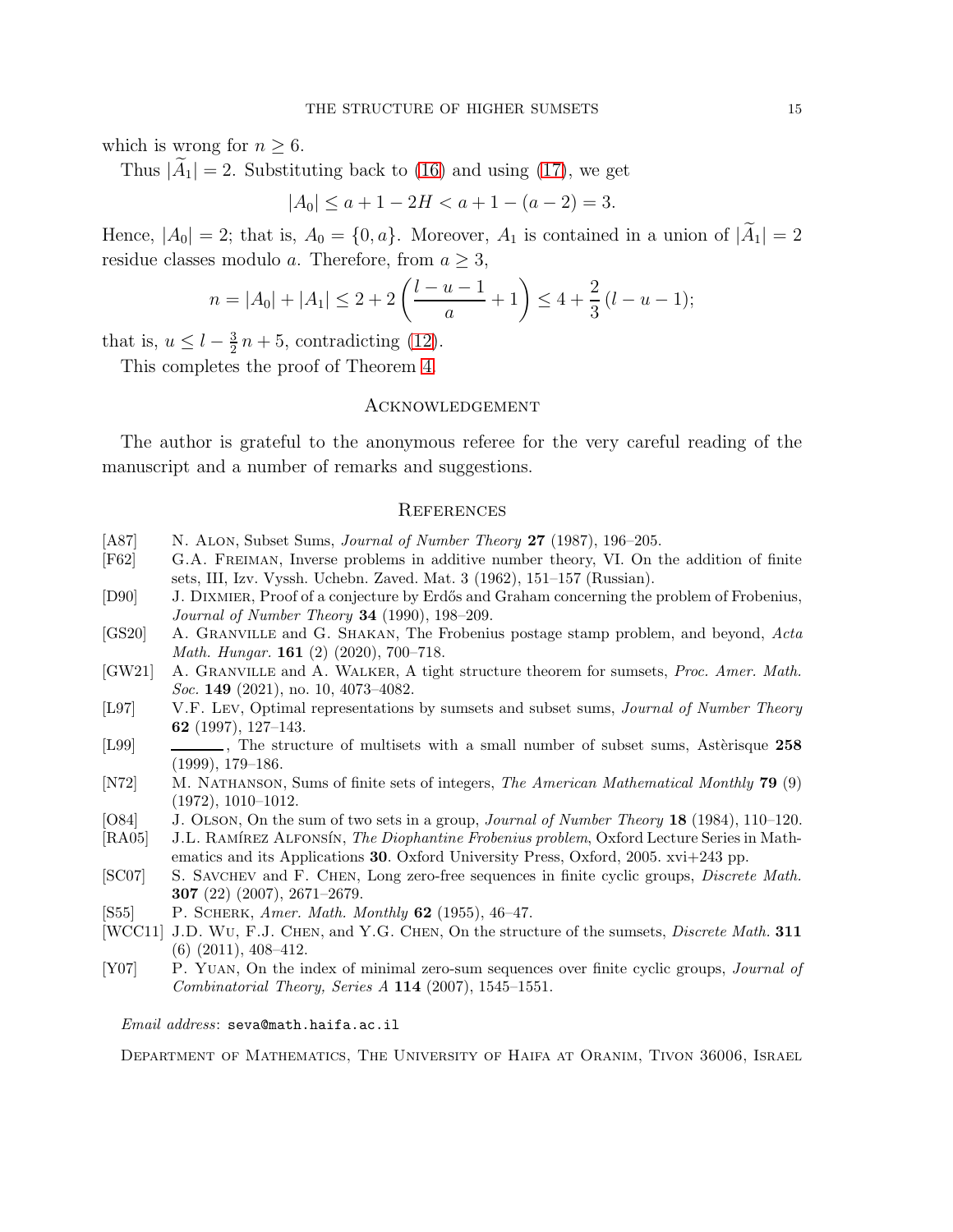which is wrong for $n \geq 6$.

Thus $|\widetilde{A}_1| = 2$. Substituting back to (16) and using (17), we get

$$|A_0| \leq a + 1 - 2H < a + 1 - (a - 2) = 3.$$

Hence, $|A_0| = 2$; that is, $A_0 = \{0, a\}$. Moreover, $A_1$ is contained in a union of $|\widetilde{A}_1| = 2$ residue classes modulo $a$. Therefore, from $a \geq 3$,

$$n = |A_0| + |A_1| \leq 2 + 2\left(\frac{l - u - 1}{a} + 1\right) \leq 4 + \frac{2}{3}(l - u - 1);$$

that is, $u \leq l - \frac{3}{2}n + 5$, contradicting (12).

This completes the proof of Theorem 4.

## Acknowledgement

The author is grateful to the anonymous referee for the very careful reading of the manuscript and a number of remarks and suggestions.

## References

- [A87] N. Alon, Subset Sums, *Journal of Number Theory* **27** (1987), 196–205.
- [F62] G.A. Freiman, Inverse problems in additive number theory, VI. On the addition of finite sets, III, Izv. Vyssh. Uchebn. Zaved. Mat. 3 (1962), 151–157 (Russian).
- [D90] J. Dixmier, Proof of a conjecture by Erdős and Graham concerning the problem of Frobenius, *Journal of Number Theory* **34** (1990), 198–209.
- [GS20] A. Granville and G. Shakan, The Frobenius postage stamp problem, and beyond, *Acta Math. Hungar.* **161** (2) (2020), 700–718.
- [GW21] A. Granville and A. Walker, A tight structure theorem for sumsets, *Proc. Amer. Math. Soc.* **149** (2021), no. 10, 4073–4082.
- [L97] V.F. Lev, Optimal representations by sumsets and subset sums, *Journal of Number Theory* **62** (1997), 127–143.
- [L99] ______, The structure of multisets with a small number of subset sums, Astèrisque **258** (1999), 179–186.
- [N72] M. Nathanson, Sums of finite sets of integers, *The American Mathematical Monthly* **79** (9) (1972), 1010–1012.
- [O84] J. Olson, On the sum of two sets in a group, *Journal of Number Theory* **18** (1984), 110–120.
- [RA05] J.L. Ramírez Alfonsín, *The Diophantine Frobenius problem*, Oxford Lecture Series in Mathematics and its Applications **30**. Oxford University Press, Oxford, 2005. xvi+243 pp.
- [SC07] S. Savchev and F. Chen, Long zero-free sequences in finite cyclic groups, *Discrete Math.* **307** (22) (2007), 2671–2679.
- [S55] P. Scherk, *Amer. Math. Monthly* **62** (1955), 46–47.
- [WCC11] J.D. Wu, F.J. Chen, and Y.G. Chen, On the structure of the sumsets, *Discrete Math.* **311** (6) (2011), 408–412.
- [Y07] P. Yuan, On the index of minimal zero-sum sequences over finite cyclic groups, *Journal of Combinatorial Theory, Series A* **114** (2007), 1545–1551.

*Email address*: seva@math.haifa.ac.il

Department of Mathematics, The University of Haifa at Oranim, Tivon 36006, Israel